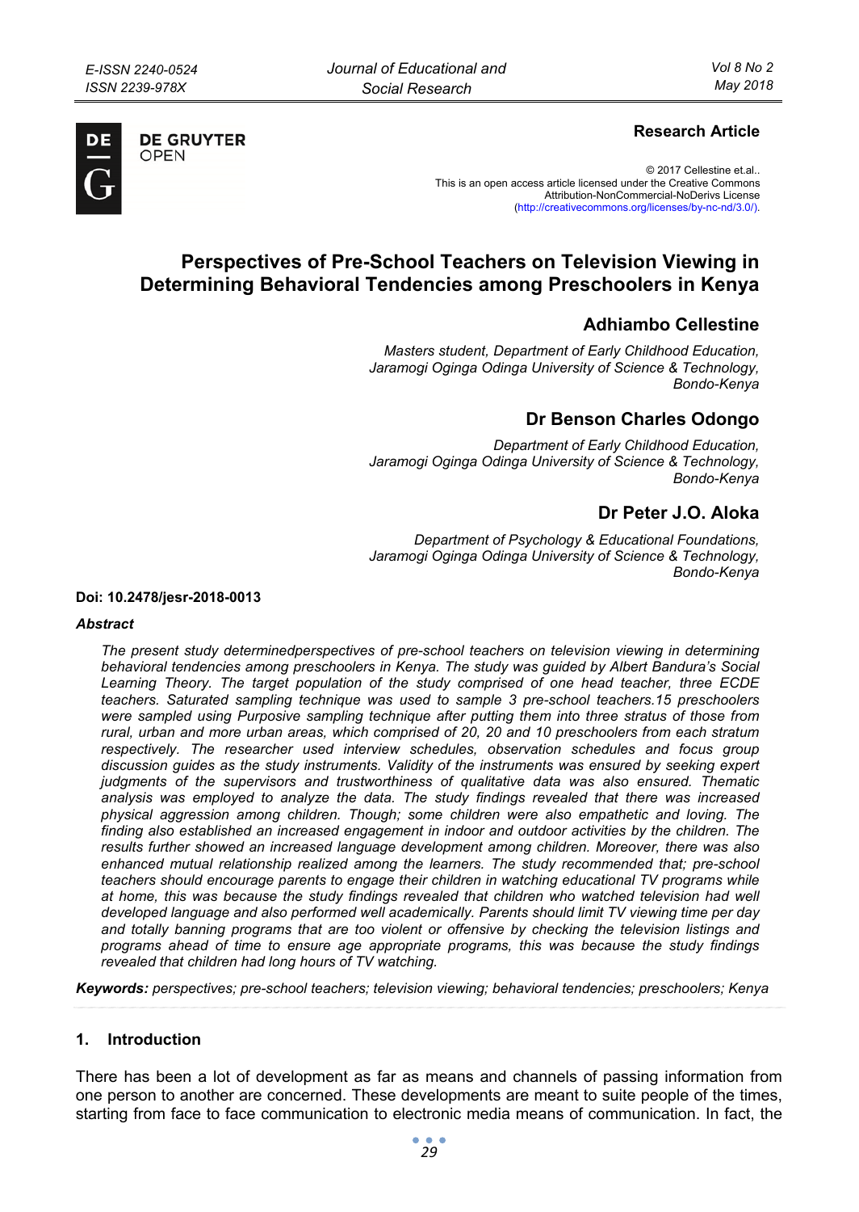**Research Article**

© 2017 Cellestine et.al..
This is an open access article licensed under the Creative Commons Attribution-NonCommercial-NoDerivs License (http://creativecommons.org/licenses/by-nc-nd/3.0/).

# Perspectives of Pre-School Teachers on Television Viewing in Determining Behavioral Tendencies among Preschoolers in Kenya

## Adhiambo Cellestine

*Masters student, Department of Early Childhood Education, Jaramogi Oginga Odinga University of Science & Technology, Bondo-Kenya*

## Dr Benson Charles Odongo

*Department of Early Childhood Education, Jaramogi Oginga Odinga University of Science & Technology, Bondo-Kenya*

## Dr Peter J.O. Aloka

*Department of Psychology & Educational Foundations, Jaramogi Oginga Odinga University of Science & Technology, Bondo-Kenya*

**Doi: 10.2478/jesr-2018-0013**

***Abstract***

*The present study determinedperspectives of pre-school teachers on television viewing in determining behavioral tendencies among preschoolers in Kenya. The study was guided by Albert Bandura's Social Learning Theory. The target population of the study comprised of one head teacher, three ECDE teachers. Saturated sampling technique was used to sample 3 pre-school teachers.15 preschoolers were sampled using Purposive sampling technique after putting them into three stratus of those from rural, urban and more urban areas, which comprised of 20, 20 and 10 preschoolers from each stratum respectively. The researcher used interview schedules, observation schedules and focus group discussion guides as the study instruments. Validity of the instruments was ensured by seeking expert judgments of the supervisors and trustworthiness of qualitative data was also ensured. Thematic analysis was employed to analyze the data. The study findings revealed that there was increased physical aggression among children. Though; some children were also empathetic and loving. The finding also established an increased engagement in indoor and outdoor activities by the children. The results further showed an increased language development among children. Moreover, there was also enhanced mutual relationship realized among the learners. The study recommended that; pre-school teachers should encourage parents to engage their children in watching educational TV programs while at home, this was because the study findings revealed that children who watched television had well developed language and also performed well academically. Parents should limit TV viewing time per day and totally banning programs that are too violent or offensive by checking the television listings and programs ahead of time to ensure age appropriate programs, this was because the study findings revealed that children had long hours of TV watching.*

**Keywords:** *perspectives; pre-school teachers; television viewing; behavioral tendencies; preschoolers; Kenya*

## 1. Introduction

There has been a lot of development as far as means and channels of passing information from one person to another are concerned. These developments are meant to suite people of the times, starting from face to face communication to electronic media means of communication. In fact, the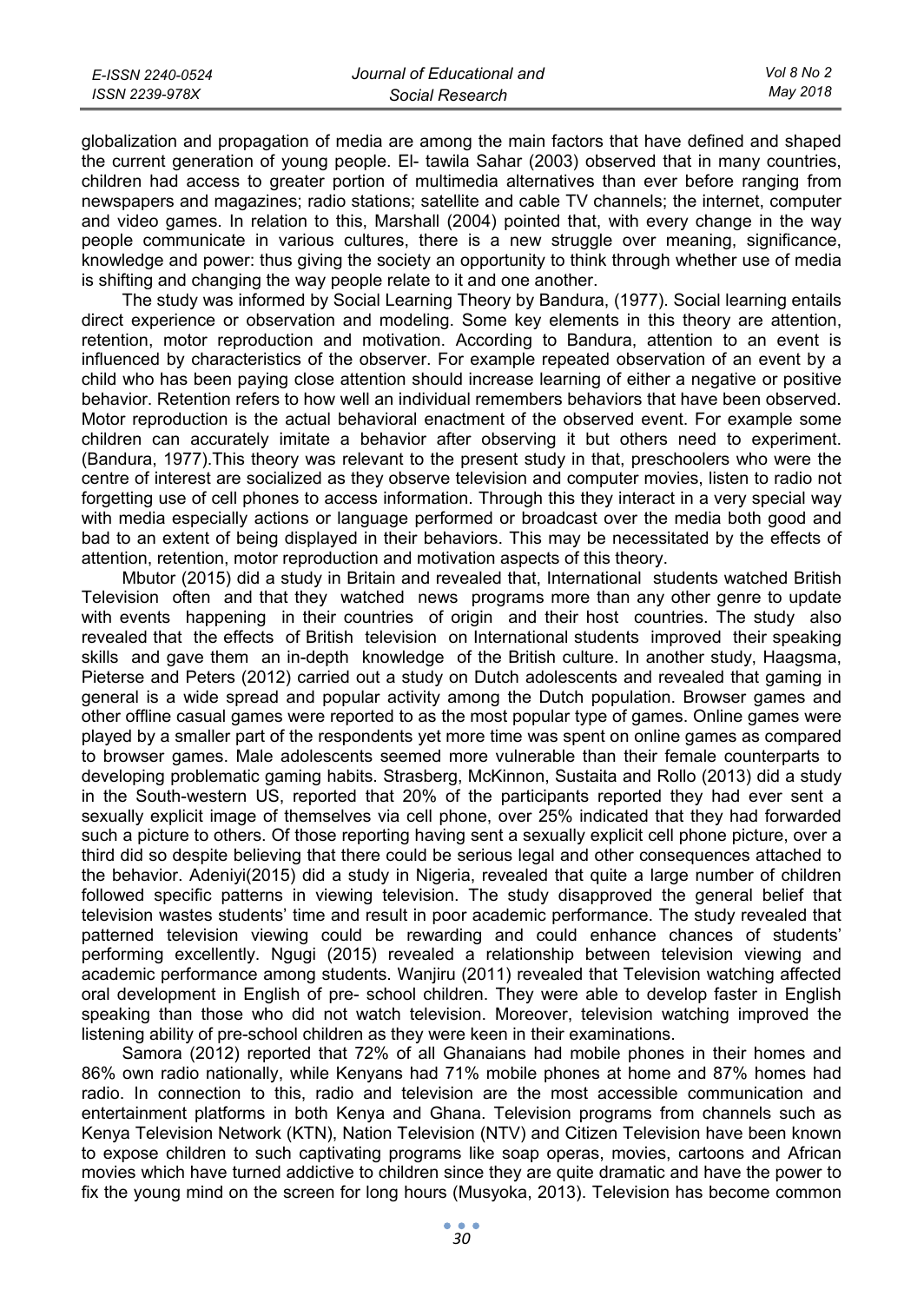globalization and propagation of media are among the main factors that have defined and shaped the current generation of young people. El- tawila Sahar (2003) observed that in many countries, children had access to greater portion of multimedia alternatives than ever before ranging from newspapers and magazines; radio stations; satellite and cable TV channels; the internet, computer and video games. In relation to this, Marshall (2004) pointed that, with every change in the way people communicate in various cultures, there is a new struggle over meaning, significance, knowledge and power: thus giving the society an opportunity to think through whether use of media is shifting and changing the way people relate to it and one another.

The study was informed by Social Learning Theory by Bandura, (1977). Social learning entails direct experience or observation and modeling. Some key elements in this theory are attention, retention, motor reproduction and motivation. According to Bandura, attention to an event is influenced by characteristics of the observer. For example repeated observation of an event by a child who has been paying close attention should increase learning of either a negative or positive behavior. Retention refers to how well an individual remembers behaviors that have been observed. Motor reproduction is the actual behavioral enactment of the observed event. For example some children can accurately imitate a behavior after observing it but others need to experiment. (Bandura, 1977).This theory was relevant to the present study in that, preschoolers who were the centre of interest are socialized as they observe television and computer movies, listen to radio not forgetting use of cell phones to access information. Through this they interact in a very special way with media especially actions or language performed or broadcast over the media both good and bad to an extent of being displayed in their behaviors. This may be necessitated by the effects of attention, retention, motor reproduction and motivation aspects of this theory.

Mbutor (2015) did a study in Britain and revealed that, International students watched British Television often and that they watched news programs more than any other genre to update with events happening in their countries of origin and their host countries. The study also revealed that the effects of British television on International students improved their speaking skills and gave them an in-depth knowledge of the British culture. In another study, Haagsma, Pieterse and Peters (2012) carried out a study on Dutch adolescents and revealed that gaming in general is a wide spread and popular activity among the Dutch population. Browser games and other offline casual games were reported to as the most popular type of games. Online games were played by a smaller part of the respondents yet more time was spent on online games as compared to browser games. Male adolescents seemed more vulnerable than their female counterparts to developing problematic gaming habits. Strasberg, McKinnon, Sustaita and Rollo (2013) did a study in the South-western US, reported that 20% of the participants reported they had ever sent a sexually explicit image of themselves via cell phone, over 25% indicated that they had forwarded such a picture to others. Of those reporting having sent a sexually explicit cell phone picture, over a third did so despite believing that there could be serious legal and other consequences attached to the behavior. Adeniyi(2015) did a study in Nigeria, revealed that quite a large number of children followed specific patterns in viewing television. The study disapproved the general belief that television wastes students' time and result in poor academic performance. The study revealed that patterned television viewing could be rewarding and could enhance chances of students' performing excellently. Ngugi (2015) revealed a relationship between television viewing and academic performance among students. Wanjiru (2011) revealed that Television watching affected oral development in English of pre- school children. They were able to develop faster in English speaking than those who did not watch television. Moreover, television watching improved the listening ability of pre-school children as they were keen in their examinations.

Samora (2012) reported that 72% of all Ghanaians had mobile phones in their homes and 86% own radio nationally, while Kenyans had 71% mobile phones at home and 87% homes had radio. In connection to this, radio and television are the most accessible communication and entertainment platforms in both Kenya and Ghana. Television programs from channels such as Kenya Television Network (KTN), Nation Television (NTV) and Citizen Television have been known to expose children to such captivating programs like soap operas, movies, cartoons and African movies which have turned addictive to children since they are quite dramatic and have the power to fix the young mind on the screen for long hours (Musyoka, 2013). Television has become common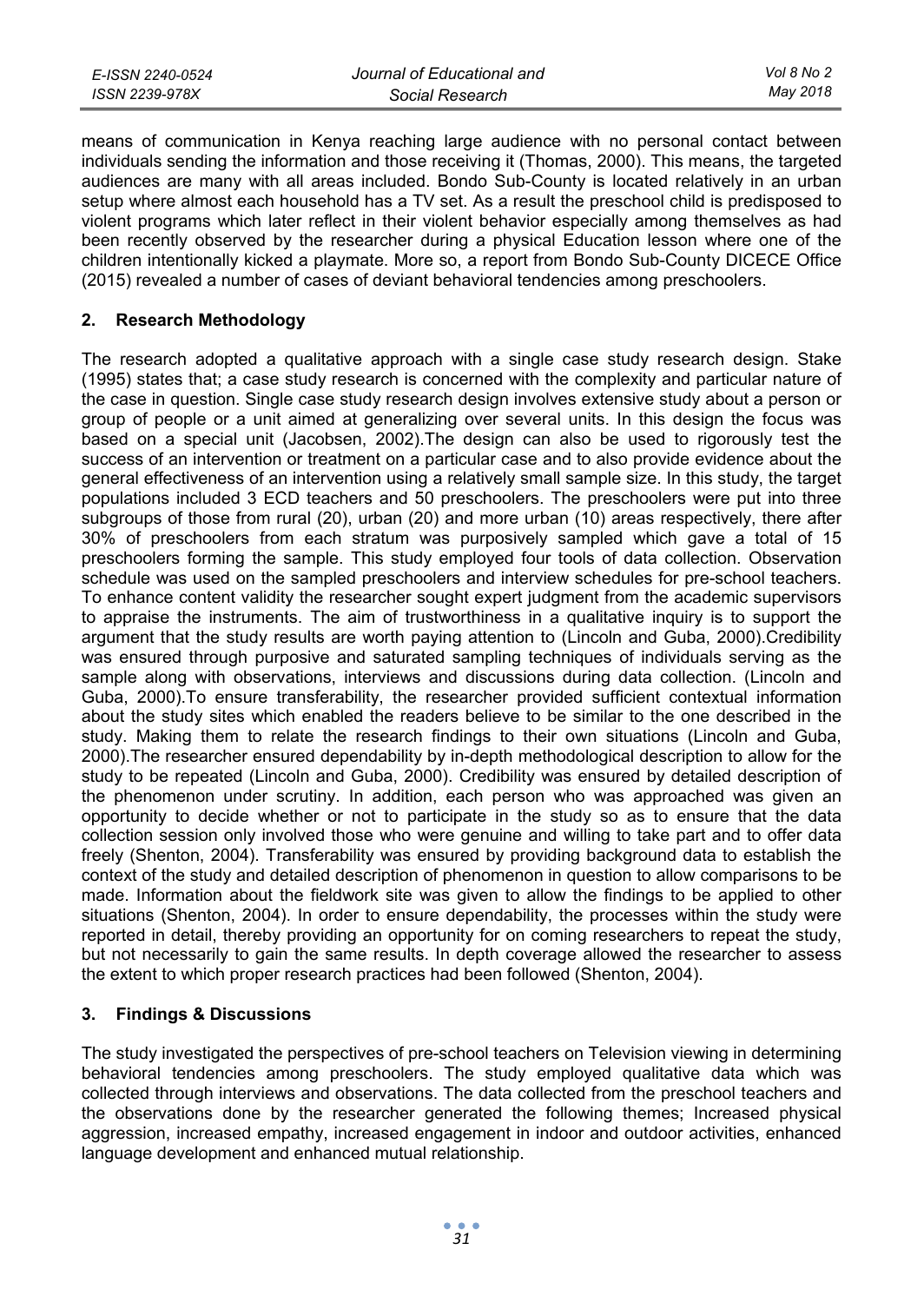means of communication in Kenya reaching large audience with no personal contact between individuals sending the information and those receiving it (Thomas, 2000). This means, the targeted audiences are many with all areas included. Bondo Sub-County is located relatively in an urban setup where almost each household has a TV set. As a result the preschool child is predisposed to violent programs which later reflect in their violent behavior especially among themselves as had been recently observed by the researcher during a physical Education lesson where one of the children intentionally kicked a playmate. More so, a report from Bondo Sub-County DICECE Office (2015) revealed a number of cases of deviant behavioral tendencies among preschoolers.

## 2. Research Methodology

The research adopted a qualitative approach with a single case study research design. Stake (1995) states that; a case study research is concerned with the complexity and particular nature of the case in question. Single case study research design involves extensive study about a person or group of people or a unit aimed at generalizing over several units. In this design the focus was based on a special unit (Jacobsen, 2002).The design can also be used to rigorously test the success of an intervention or treatment on a particular case and to also provide evidence about the general effectiveness of an intervention using a relatively small sample size. In this study, the target populations included 3 ECD teachers and 50 preschoolers. The preschoolers were put into three subgroups of those from rural (20), urban (20) and more urban (10) areas respectively, there after 30% of preschoolers from each stratum was purposively sampled which gave a total of 15 preschoolers forming the sample. This study employed four tools of data collection. Observation schedule was used on the sampled preschoolers and interview schedules for pre-school teachers. To enhance content validity the researcher sought expert judgment from the academic supervisors to appraise the instruments. The aim of trustworthiness in a qualitative inquiry is to support the argument that the study results are worth paying attention to (Lincoln and Guba, 2000).Credibility was ensured through purposive and saturated sampling techniques of individuals serving as the sample along with observations, interviews and discussions during data collection. (Lincoln and Guba, 2000).To ensure transferability, the researcher provided sufficient contextual information about the study sites which enabled the readers believe to be similar to the one described in the study. Making them to relate the research findings to their own situations (Lincoln and Guba, 2000).The researcher ensured dependability by in-depth methodological description to allow for the study to be repeated (Lincoln and Guba, 2000). Credibility was ensured by detailed description of the phenomenon under scrutiny. In addition, each person who was approached was given an opportunity to decide whether or not to participate in the study so as to ensure that the data collection session only involved those who were genuine and willing to take part and to offer data freely (Shenton, 2004). Transferability was ensured by providing background data to establish the context of the study and detailed description of phenomenon in question to allow comparisons to be made. Information about the fieldwork site was given to allow the findings to be applied to other situations (Shenton, 2004). In order to ensure dependability, the processes within the study were reported in detail, thereby providing an opportunity for on coming researchers to repeat the study, but not necessarily to gain the same results. In depth coverage allowed the researcher to assess the extent to which proper research practices had been followed (Shenton, 2004).

## 3. Findings & Discussions

The study investigated the perspectives of pre-school teachers on Television viewing in determining behavioral tendencies among preschoolers. The study employed qualitative data which was collected through interviews and observations. The data collected from the preschool teachers and the observations done by the researcher generated the following themes; Increased physical aggression, increased empathy, increased engagement in indoor and outdoor activities, enhanced language development and enhanced mutual relationship.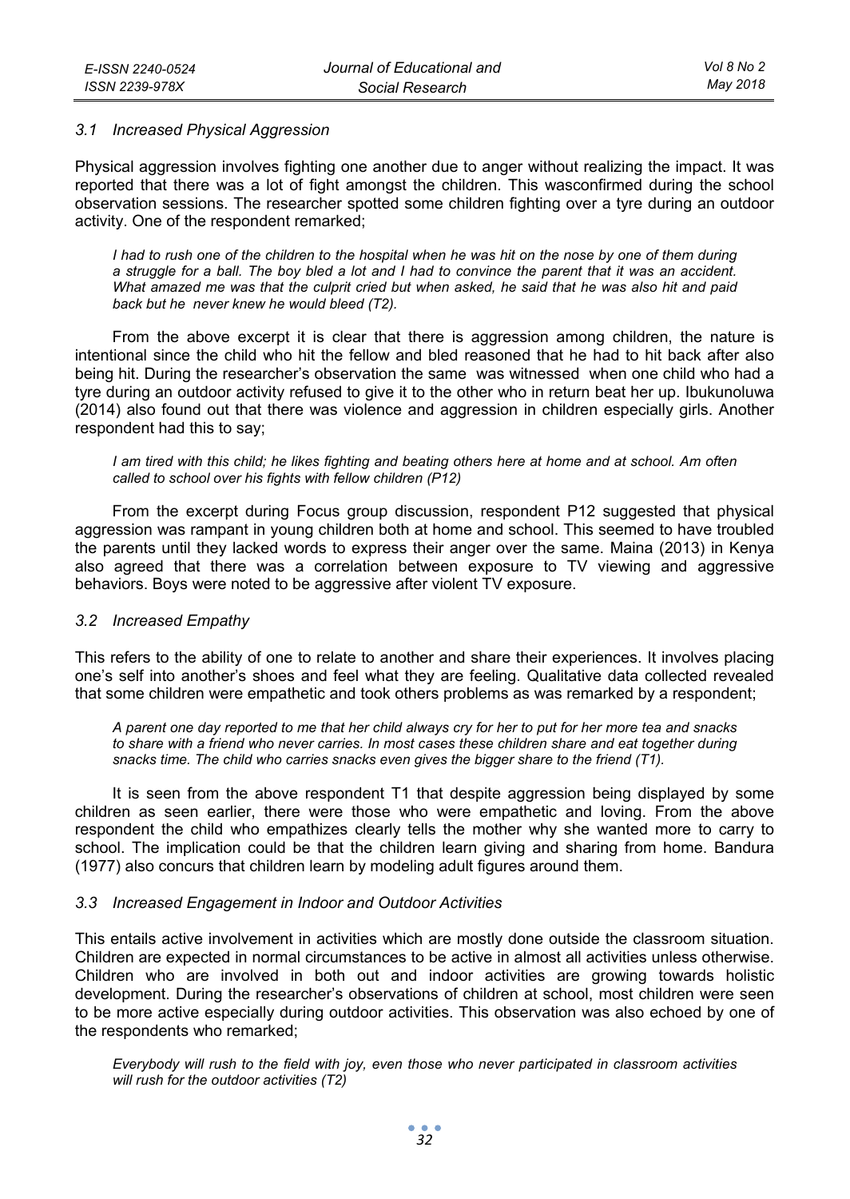### 3.1 Increased Physical Aggression

Physical aggression involves fighting one another due to anger without realizing the impact. It was reported that there was a lot of fight amongst the children. This wasconfirmed during the school observation sessions. The researcher spotted some children fighting over a tyre during an outdoor activity. One of the respondent remarked;

> *I had to rush one of the children to the hospital when he was hit on the nose by one of them during a struggle for a ball. The boy bled a lot and I had to convince the parent that it was an accident. What amazed me was that the culprit cried but when asked, he said that he was also hit and paid back but he never knew he would bleed (T2).*

From the above excerpt it is clear that there is aggression among children, the nature is intentional since the child who hit the fellow and bled reasoned that he had to hit back after also being hit. During the researcher's observation the same was witnessed when one child who had a tyre during an outdoor activity refused to give it to the other who in return beat her up. Ibukunoluwa (2014) also found out that there was violence and aggression in children especially girls. Another respondent had this to say;

> *I am tired with this child; he likes fighting and beating others here at home and at school. Am often called to school over his fights with fellow children (P12)*

From the excerpt during Focus group discussion, respondent P12 suggested that physical aggression was rampant in young children both at home and school. This seemed to have troubled the parents until they lacked words to express their anger over the same. Maina (2013) in Kenya also agreed that there was a correlation between exposure to TV viewing and aggressive behaviors. Boys were noted to be aggressive after violent TV exposure.

### 3.2 Increased Empathy

This refers to the ability of one to relate to another and share their experiences. It involves placing one's self into another's shoes and feel what they are feeling. Qualitative data collected revealed that some children were empathetic and took others problems as was remarked by a respondent;

> *A parent one day reported to me that her child always cry for her to put for her more tea and snacks to share with a friend who never carries. In most cases these children share and eat together during snacks time. The child who carries snacks even gives the bigger share to the friend (T1).*

It is seen from the above respondent T1 that despite aggression being displayed by some children as seen earlier, there were those who were empathetic and loving. From the above respondent the child who empathizes clearly tells the mother why she wanted more to carry to school. The implication could be that the children learn giving and sharing from home. Bandura (1977) also concurs that children learn by modeling adult figures around them.

### 3.3 Increased Engagement in Indoor and Outdoor Activities

This entails active involvement in activities which are mostly done outside the classroom situation. Children are expected in normal circumstances to be active in almost all activities unless otherwise. Children who are involved in both out and indoor activities are growing towards holistic development. During the researcher's observations of children at school, most children were seen to be more active especially during outdoor activities. This observation was also echoed by one of the respondents who remarked;

> *Everybody will rush to the field with joy, even those who never participated in classroom activities will rush for the outdoor activities (T2)*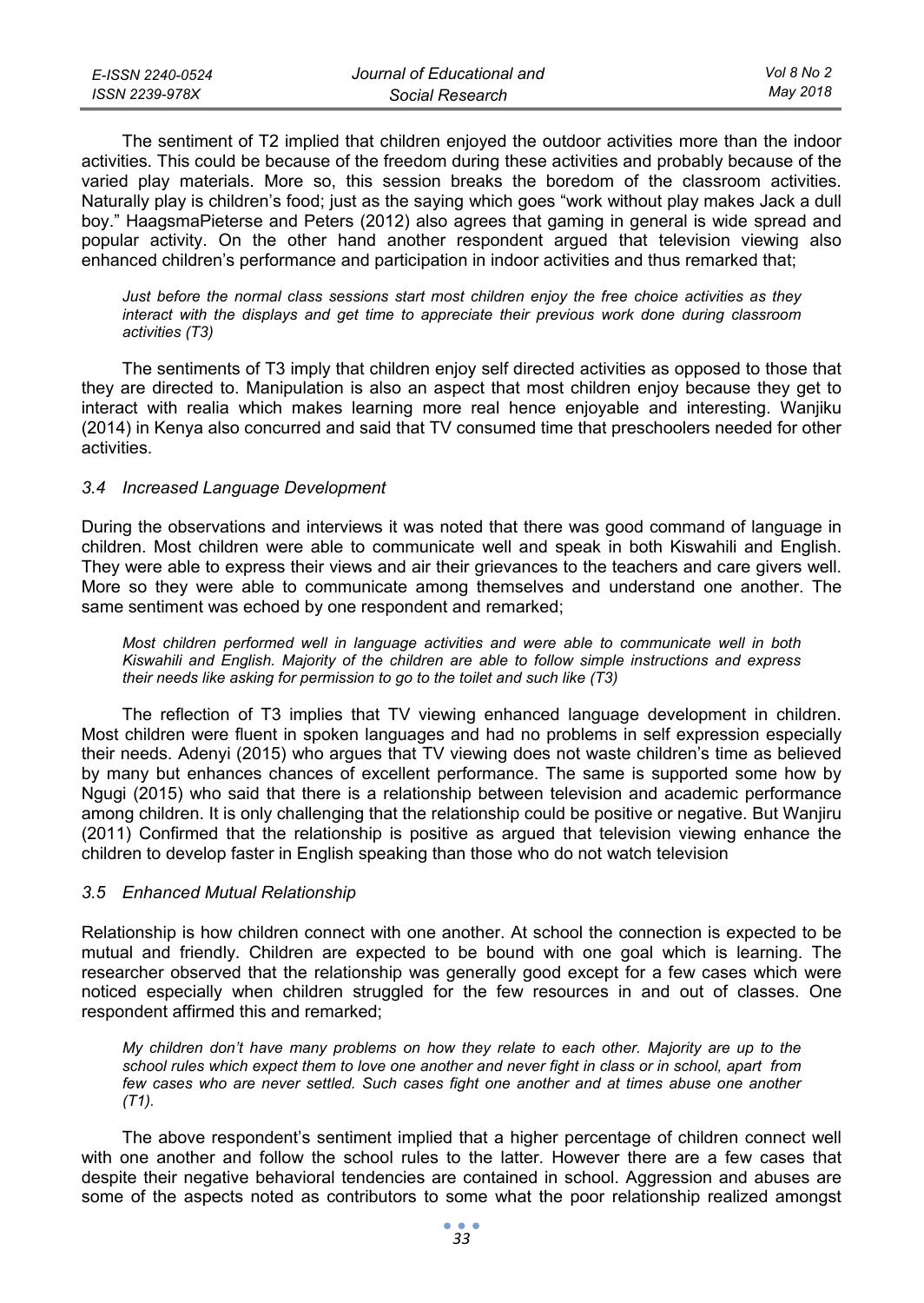The sentiment of T2 implied that children enjoyed the outdoor activities more than the indoor activities. This could be because of the freedom during these activities and probably because of the varied play materials. More so, this session breaks the boredom of the classroom activities. Naturally play is children's food; just as the saying which goes "work without play makes Jack a dull boy." HaagsmaPieterse and Peters (2012) also agrees that gaming in general is wide spread and popular activity. On the other hand another respondent argued that television viewing also enhanced children's performance and participation in indoor activities and thus remarked that;

> *Just before the normal class sessions start most children enjoy the free choice activities as they interact with the displays and get time to appreciate their previous work done during classroom activities (T3)*

The sentiments of T3 imply that children enjoy self directed activities as opposed to those that they are directed to. Manipulation is also an aspect that most children enjoy because they get to interact with realia which makes learning more real hence enjoyable and interesting. Wanjiku (2014) in Kenya also concurred and said that TV consumed time that preschoolers needed for other activities.

### *3.4 Increased Language Development*

During the observations and interviews it was noted that there was good command of language in children. Most children were able to communicate well and speak in both Kiswahili and English. They were able to express their views and air their grievances to the teachers and care givers well. More so they were able to communicate among themselves and understand one another. The same sentiment was echoed by one respondent and remarked;

> *Most children performed well in language activities and were able to communicate well in both Kiswahili and English. Majority of the children are able to follow simple instructions and express their needs like asking for permission to go to the toilet and such like (T3)*

The reflection of T3 implies that TV viewing enhanced language development in children. Most children were fluent in spoken languages and had no problems in self expression especially their needs. Adenyi (2015) who argues that TV viewing does not waste children's time as believed by many but enhances chances of excellent performance. The same is supported some how by Ngugi (2015) who said that there is a relationship between television and academic performance among children. It is only challenging that the relationship could be positive or negative. But Wanjiru (2011) Confirmed that the relationship is positive as argued that television viewing enhance the children to develop faster in English speaking than those who do not watch television

### *3.5 Enhanced Mutual Relationship*

Relationship is how children connect with one another. At school the connection is expected to be mutual and friendly. Children are expected to be bound with one goal which is learning. The researcher observed that the relationship was generally good except for a few cases which were noticed especially when children struggled for the few resources in and out of classes. One respondent affirmed this and remarked;

> *My children don't have many problems on how they relate to each other. Majority are up to the school rules which expect them to love one another and never fight in class or in school, apart from few cases who are never settled. Such cases fight one another and at times abuse one another (T1).*

The above respondent's sentiment implied that a higher percentage of children connect well with one another and follow the school rules to the latter. However there are a few cases that despite their negative behavioral tendencies are contained in school. Aggression and abuses are some of the aspects noted as contributors to some what the poor relationship realized amongst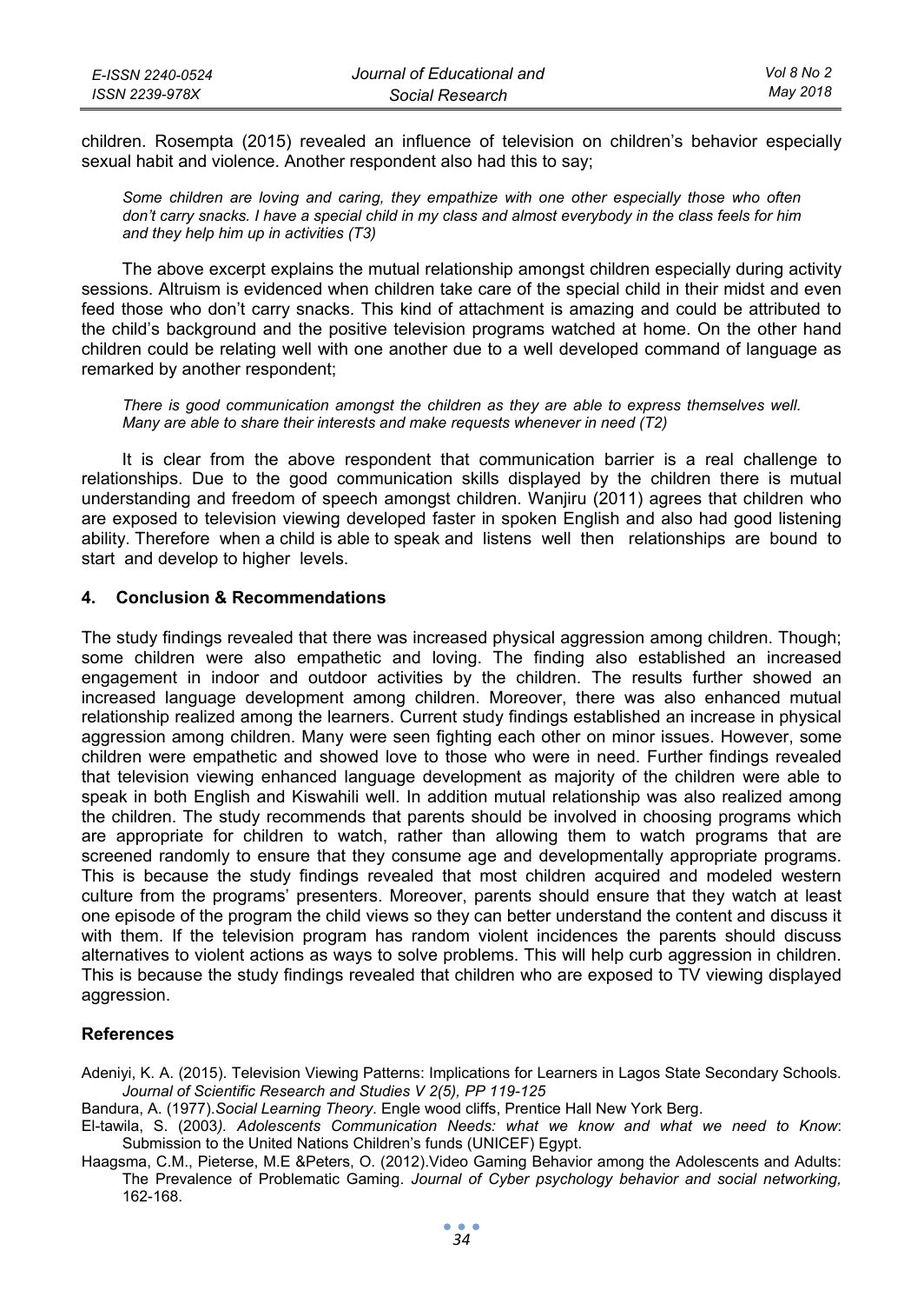children. Rosempta (2015) revealed an influence of television on children's behavior especially sexual habit and violence. Another respondent also had this to say;

*Some children are loving and caring, they empathize with one other especially those who often don't carry snacks. I have a special child in my class and almost everybody in the class feels for him and they help him up in activities (T3)*

The above excerpt explains the mutual relationship amongst children especially during activity sessions. Altruism is evidenced when children take care of the special child in their midst and even feed those who don't carry snacks. This kind of attachment is amazing and could be attributed to the child's background and the positive television programs watched at home. On the other hand children could be relating well with one another due to a well developed command of language as remarked by another respondent;

*There is good communication amongst the children as they are able to express themselves well. Many are able to share their interests and make requests whenever in need (T2)*

It is clear from the above respondent that communication barrier is a real challenge to relationships. Due to the good communication skills displayed by the children there is mutual understanding and freedom of speech amongst children. Wanjiru (2011) agrees that children who are exposed to television viewing developed faster in spoken English and also had good listening ability. Therefore when a child is able to speak and listens well then relationships are bound to start and develop to higher levels.

## 4. Conclusion & Recommendations

The study findings revealed that there was increased physical aggression among children. Though; some children were also empathetic and loving. The finding also established an increased engagement in indoor and outdoor activities by the children. The results further showed an increased language development among children. Moreover, there was also enhanced mutual relationship realized among the learners. Current study findings established an increase in physical aggression among children. Many were seen fighting each other on minor issues. However, some children were empathetic and showed love to those who were in need. Further findings revealed that television viewing enhanced language development as majority of the children were able to speak in both English and Kiswahili well. In addition mutual relationship was also realized among the children. The study recommends that parents should be involved in choosing programs which are appropriate for children to watch, rather than allowing them to watch programs that are screened randomly to ensure that they consume age and developmentally appropriate programs. This is because the study findings revealed that most children acquired and modeled western culture from the programs' presenters. Moreover, parents should ensure that they watch at least one episode of the program the child views so they can better understand the content and discuss it with them. If the television program has random violent incidences the parents should discuss alternatives to violent actions as ways to solve problems. This will help curb aggression in children. This is because the study findings revealed that children who are exposed to TV viewing displayed aggression.

## References

Adeniyi, K. A. (2015). Television Viewing Patterns: Implications for Learners in Lagos State Secondary Schools. *Journal of Scientific Research and Studies V 2(5), PP 119-125*

Bandura, A. (1977).*Social Learning Theory*. Engle wood cliffs, Prentice Hall New York Berg.

El-tawila, S. (2003*). Adolescents Communication Needs: what we know and what we need to Know*: Submission to the United Nations Children's funds (UNICEF) Egypt.

Haagsma, C.M., Pieterse, M.E &Peters, O. (2012).Video Gaming Behavior among the Adolescents and Adults: The Prevalence of Problematic Gaming. *Journal of Cyber psychology behavior and social networking,* 162-168.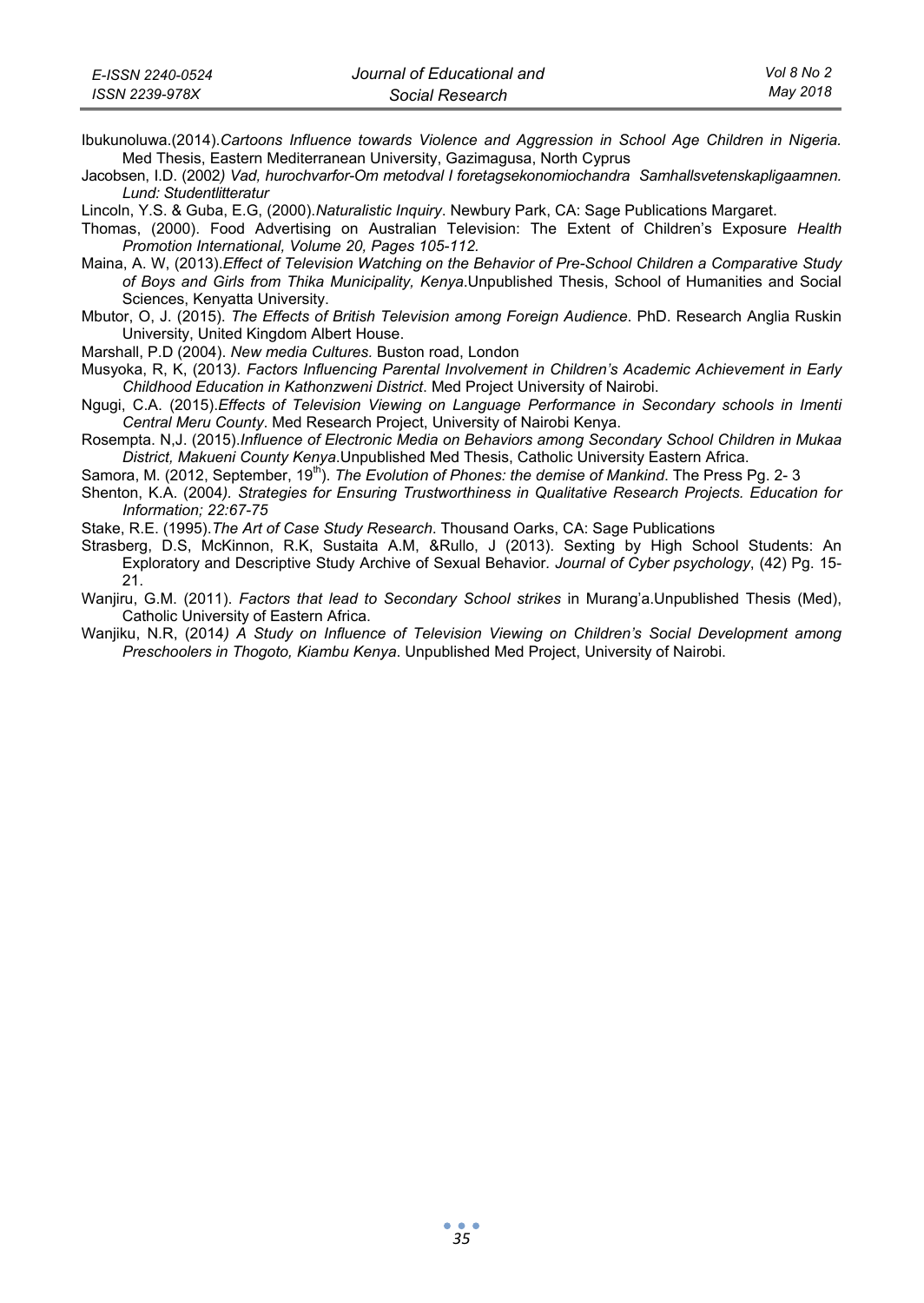Ibukunoluwa.(2014).*Cartoons Influence towards Violence and Aggression in School Age Children in Nigeria*. Med Thesis, Eastern Mediterranean University, Gazimagusa, North Cyprus

Jacobsen, I.D. (2002*) Vad, hurochvarfor-Om metodval I foretagsekonomiochandra Samhallsvetenskapligaamnen. Lund: Studentlitteratur*

Lincoln, Y.S. & Guba, E.G, (2000).*Naturalistic Inquiry*. Newbury Park, CA: Sage Publications Margaret.

Thomas, (2000). Food Advertising on Australian Television: The Extent of Children's Exposure *Health Promotion International, Volume 20, Pages 105-112.*

Maina, A. W, (2013).*Effect of Television Watching on the Behavior of Pre-School Children a Comparative Study of Boys and Girls from Thika Municipality, Kenya*.Unpublished Thesis, School of Humanities and Social Sciences, Kenyatta University.

Mbutor, O, J. (2015). *The Effects of British Television among Foreign Audience*. PhD. Research Anglia Ruskin University, United Kingdom Albert House.

Marshall, P.D (2004). *New media Cultures.* Buston road, London

Musyoka, R, K, (2013*). Factors Influencing Parental Involvement in Children's Academic Achievement in Early Childhood Education in Kathonzweni District*. Med Project University of Nairobi.

Ngugi, C.A. (2015).*Effects of Television Viewing on Language Performance in Secondary schools in Imenti Central Meru County*. Med Research Project, University of Nairobi Kenya.

Rosempta. N,J. (2015).*Influence of Electronic Media on Behaviors among Secondary School Children in Mukaa District, Makueni County Kenya*.Unpublished Med Thesis, Catholic University Eastern Africa.

Samora, M. (2012, September, 19th). *The Evolution of Phones: the demise of Mankind*. The Press Pg. 2- 3

Shenton, K.A. (2004*). Strategies for Ensuring Trustworthiness in Qualitative Research Projects. Education for Information; 22:67-75*

Stake, R.E. (1995).*The Art of Case Study Research*. Thousand Oarks, CA: Sage Publications

Strasberg, D.S, McKinnon, R.K, Sustaita A.M, &Rullo, J (2013). Sexting by High School Students: An Exploratory and Descriptive Study Archive of Sexual Behavior*. Journal of Cyber psychology*, (42) Pg. 15-21.

Wanjiru, G.M. (2011). *Factors that lead to Secondary School strikes* in Murang'a.Unpublished Thesis (Med), Catholic University of Eastern Africa.

Wanjiku, N.R, (2014*) A Study on Influence of Television Viewing on Children's Social Development among Preschoolers in Thogoto, Kiambu Kenya*. Unpublished Med Project, University of Nairobi.